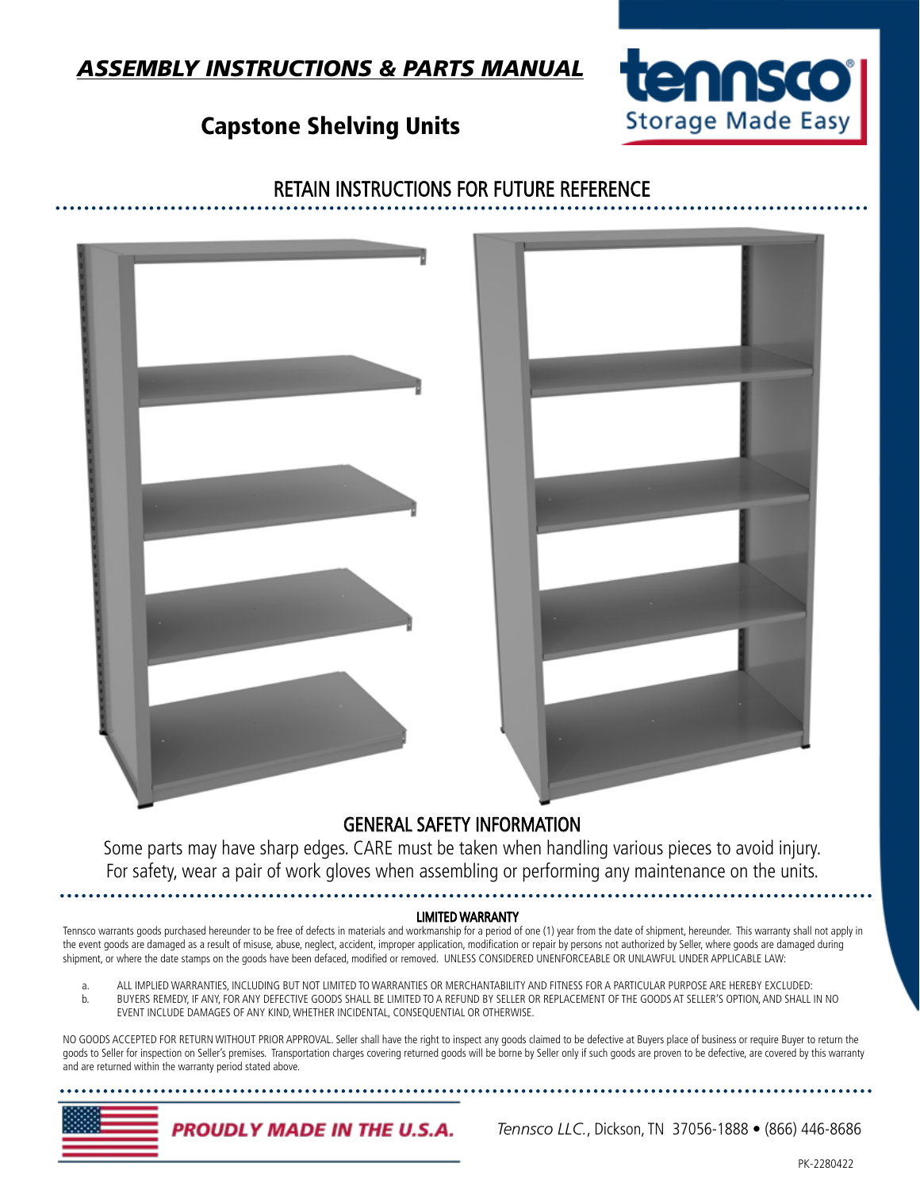# *ASSEMBLY INSTRUCTIONS & PARTS MANUAL*

tennsco®
Storage Made Easy

## Capstone Shelving Units

## RETAIN INSTRUCTIONS FOR FUTURE REFERENCE

## GENERAL SAFETY INFORMATION

Some parts may have sharp edges. CARE must be taken when handling various pieces to avoid injury. For safety, wear a pair of work gloves when assembling or performing any maintenance on the units.

### LIMITED WARRANTY

Tennsco warrants goods purchased hereunder to be free of defects in materials and workmanship for a period of one (1) year from the date of shipment, hereunder. This warranty shall not apply in the event goods are damaged as a result of misuse, abuse, neglect, accident, improper application, modification or repair by persons not authorized by Seller, where goods are damaged during shipment, or where the date stamps on the goods have been defaced, modified or removed. UNLESS CONSIDERED UNENFORCEABLE OR UNLAWFUL UNDER APPLICABLE LAW:

a. ALL IMPLIED WARRANTIES, INCLUDING BUT NOT LIMITED TO WARRANTIES OR MERCHANTABILITY AND FITNESS FOR A PARTICULAR PURPOSE ARE HEREBY EXCLUDED:

b. BUYERS REMEDY, IF ANY, FOR ANY DEFECTIVE GOODS SHALL BE LIMITED TO A REFUND BY SELLER OR REPLACEMENT OF THE GOODS AT SELLER'S OPTION, AND SHALL IN NO EVENT INCLUDE DAMAGES OF ANY KIND, WHETHER INCIDENTAL, CONSEQUENTIAL OR OTHERWISE.

NO GOODS ACCEPTED FOR RETURN WITHOUT PRIOR APPROVAL. Seller shall have the right to inspect any goods claimed to be defective at Buyers place of business or require Buyer to return the goods to Seller for inspection on Seller's premises. Transportation charges covering returned goods will be borne by Seller only if such goods are proven to be defective, are covered by this warranty and are returned within the warranty period stated above.

**PROUDLY MADE IN THE U.S.A.**

*Tennsco LLC.*, Dickson, TN 37056-1888 • (866) 446-8686

PK-2280422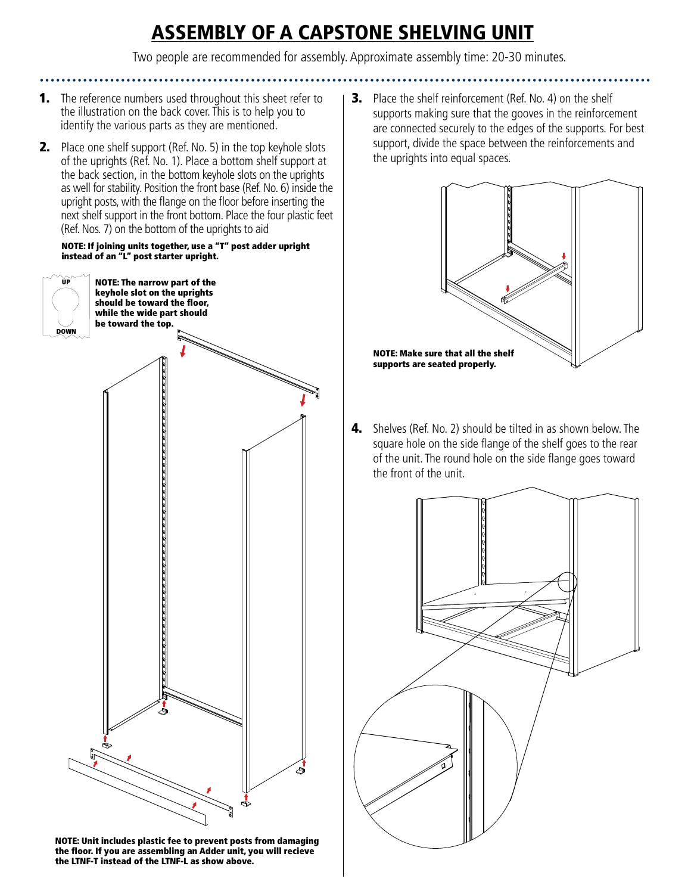# ASSEMBLY OF A CAPSTONE SHELVING UNIT

Two people are recommended for assembly. Approximate assembly time: 20-30 minutes.

1. The reference numbers used throughout this sheet refer to the illustration on the back cover. This is to help you to identify the various parts as they are mentioned.

2. Place one shelf support (Ref. No. 5) in the top keyhole slots of the uprights (Ref. No. 1). Place a bottom shelf support at the back section, in the bottom keyhole slots on the uprights as well for stability. Position the front base (Ref. No. 6) inside the upright posts, with the flange on the floor before inserting the next shelf support in the front bottom. Place the four plastic feet (Ref. Nos. 7) on the bottom of the uprights to aid

**NOTE: If joining units together, use a "T" post adder upright instead of an "L" post starter upright.**

UP

DOWN

**NOTE: The narrow part of the keyhole slot on the uprights should be toward the floor, while the wide part should be toward the top.**

**NOTE: Unit includes plastic fee to prevent posts from damaging the floor. If you are assembling an Adder unit, you will recieve the LTNF-T instead of the LTNF-L as show above.**

3. Place the shelf reinforcement (Ref. No. 4) on the shelf supports making sure that the gooves in the reinforcement are connected securely to the edges of the supports. For best support, divide the space between the reinforcements and the uprights into equal spaces.

**NOTE: Make sure that all the shelf supports are seated properly.**

4. Shelves (Ref. No. 2) should be tilted in as shown below. The square hole on the side flange of the shelf goes to the rear of the unit. The round hole on the side flange goes toward the front of the unit.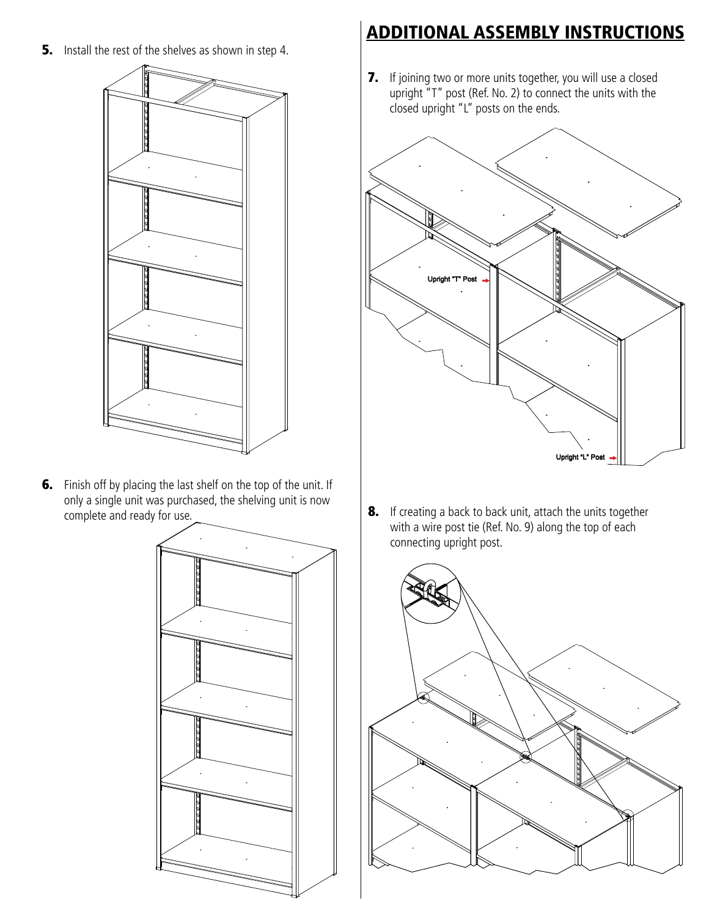5. Install the rest of the shelves as shown in step 4.

6. Finish off by placing the last shelf on the top of the unit. If only a single unit was purchased, the shelving unit is now complete and ready for use.

## ADDITIONAL ASSEMBLY INSTRUCTIONS

7. If joining two or more units together, you will use a closed upright "T" post (Ref. No. 2) to connect the units with the closed upright "L" posts on the ends.

Upright "T" Post

Upright "L" Post

8. If creating a back to back unit, attach the units together with a wire post tie (Ref. No. 9) along the top of each connecting upright post.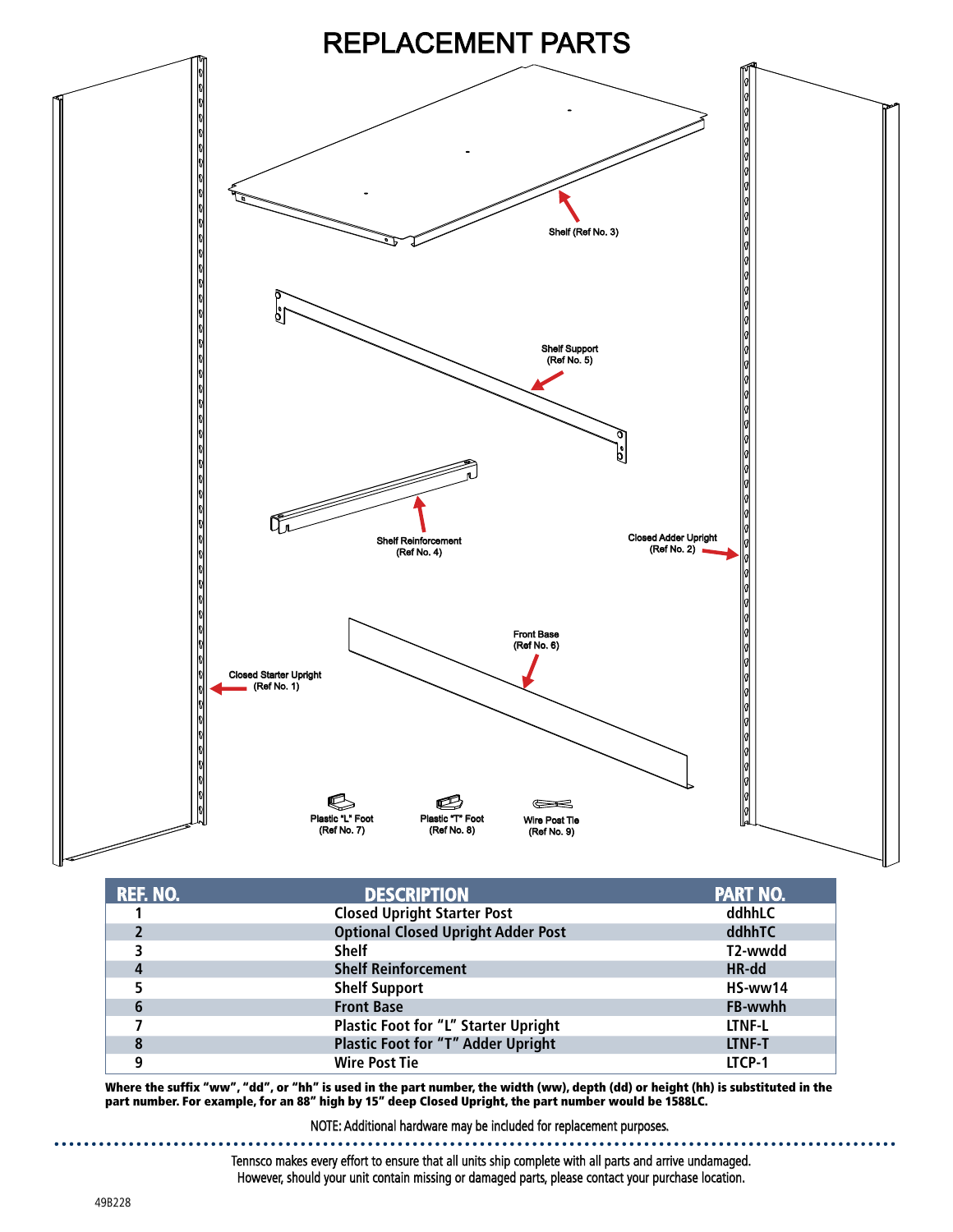# REPLACEMENT PARTS

Shelf (Ref No. 3)

Shelf Support (Ref No. 5)

Shelf Reinforcement (Ref No. 4)

Closed Adder Upright (Ref No. 2)

Front Base (Ref No. 6)

Closed Starter Upright (Ref No. 1)

Plastic "L" Foot (Ref No. 7)

Plastic "T" Foot (Ref No. 8)

Wire Post Tie (Ref No. 9)

| REF. NO. | DESCRIPTION | PART NO. |
|---|---|---|
| 1 | Closed Upright Starter Post | ddhhLC |
| 2 | Optional Closed Upright Adder Post | ddhhTC |
| 3 | Shelf | T2-wwdd |
| 4 | Shelf Reinforcement | HR-dd |
| 5 | Shelf Support | HS-ww14 |
| 6 | Front Base | FB-wwhh |
| 7 | Plastic Foot for "L" Starter Upright | LTNF-L |
| 8 | Plastic Foot for "T" Adder Upright | LTNF-T |
| 9 | Wire Post Tie | LTCP-1 |

**Where the suffix "ww", "dd", or "hh" is used in the part number, the width (ww), depth (dd) or height (hh) is substituted in the part number. For example, for an 88" high by 15" deep Closed Upright, the part number would be 1588LC.**

NOTE: Additional hardware may be included for replacement purposes.

Tennsco makes every effort to ensure that all units ship complete with all parts and arrive undamaged. However, should your unit contain missing or damaged parts, please contact your purchase location.

49B228